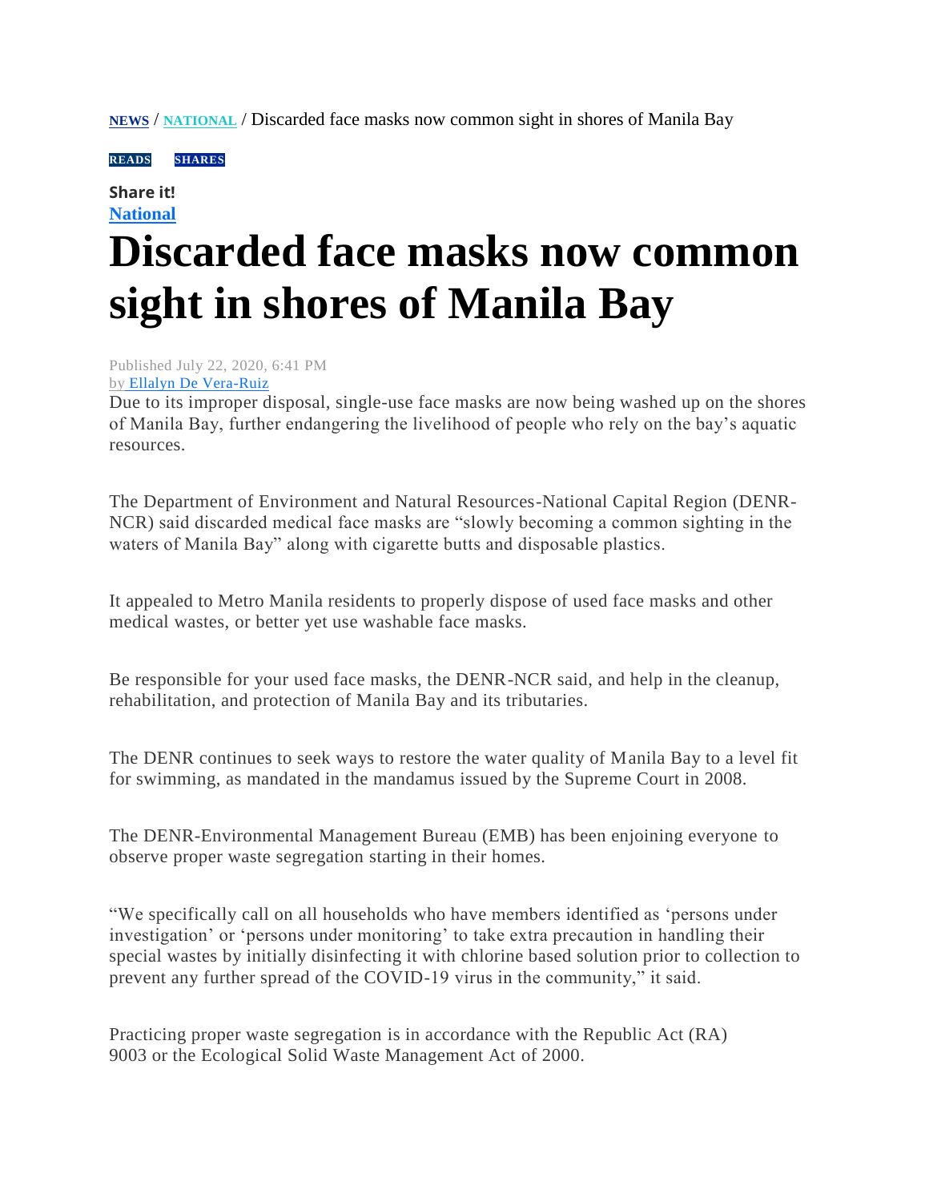NEWS / NATIONAL / Discarded face masks now common sight in shores of Manila Bay

READS SHARES

**Share it!**

National

# Discarded face masks now common sight in shores of Manila Bay

Published July 22, 2020, 6:41 PM

by Ellalyn De Vera-Ruiz

Due to its improper disposal, single-use face masks are now being washed up on the shores of Manila Bay, further endangering the livelihood of people who rely on the bay's aquatic resources.

The Department of Environment and Natural Resources-National Capital Region (DENR-NCR) said discarded medical face masks are "slowly becoming a common sighting in the waters of Manila Bay" along with cigarette butts and disposable plastics.

It appealed to Metro Manila residents to properly dispose of used face masks and other medical wastes, or better yet use washable face masks.

Be responsible for your used face masks, the DENR-NCR said, and help in the cleanup, rehabilitation, and protection of Manila Bay and its tributaries.

The DENR continues to seek ways to restore the water quality of Manila Bay to a level fit for swimming, as mandated in the mandamus issued by the Supreme Court in 2008.

The DENR-Environmental Management Bureau (EMB) has been enjoining everyone to observe proper waste segregation starting in their homes.

"We specifically call on all households who have members identified as 'persons under investigation' or 'persons under monitoring' to take extra precaution in handling their special wastes by initially disinfecting it with chlorine based solution prior to collection to prevent any further spread of the COVID-19 virus in the community," it said.

Practicing proper waste segregation is in accordance with the Republic Act (RA) 9003 or the Ecological Solid Waste Management Act of 2000.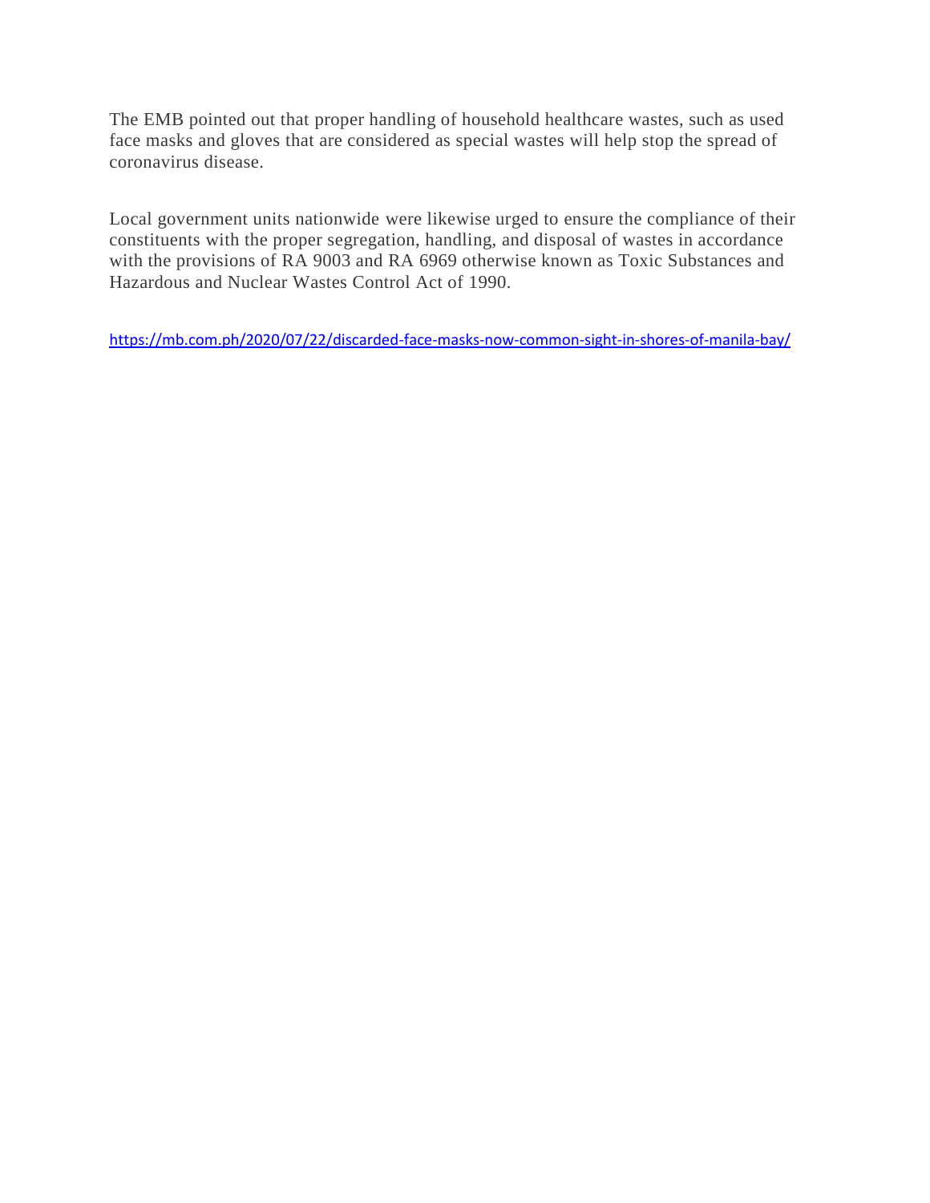The EMB pointed out that proper handling of household healthcare wastes, such as used face masks and gloves that are considered as special wastes will help stop the spread of coronavirus disease.

Local government units nationwide were likewise urged to ensure the compliance of their constituents with the proper segregation, handling, and disposal of wastes in accordance with the provisions of RA 9003 and RA 6969 otherwise known as Toxic Substances and Hazardous and Nuclear Wastes Control Act of 1990.

https://mb.com.ph/2020/07/22/discarded-face-masks-now-common-sight-in-shores-of-manila-bay/